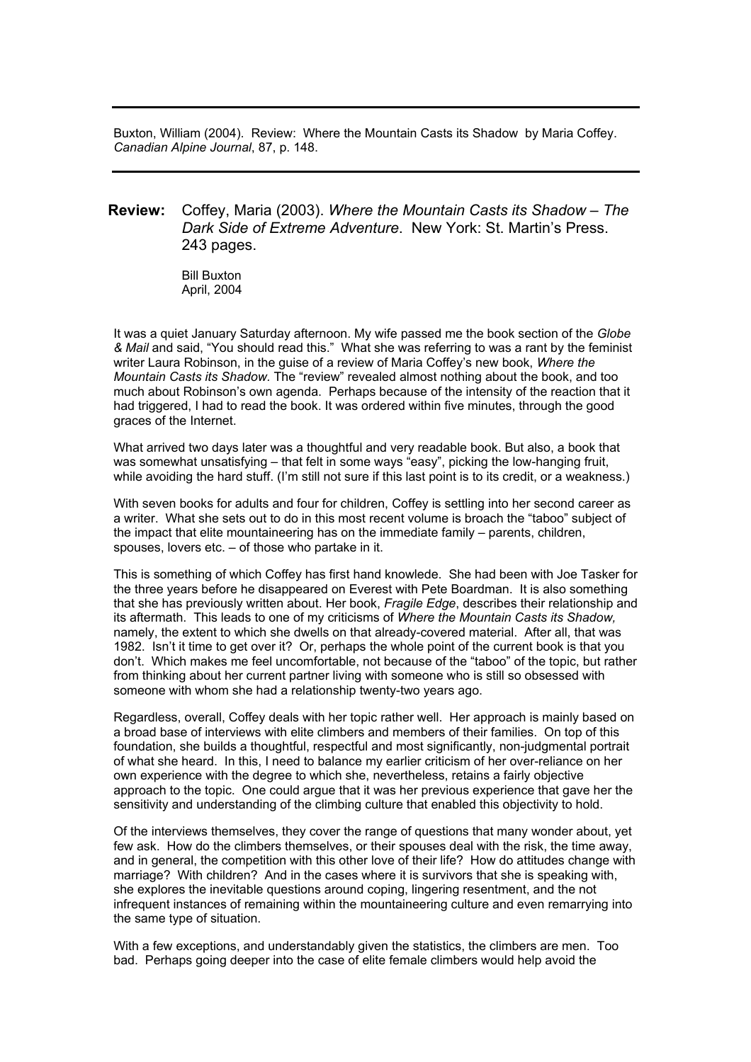Buxton, William (2004). Review: Where the Mountain Casts its Shadow by Maria Coffey. *Canadian Alpine Journal*, 87, p. 148.

---

**Review:** Coffey, Maria (2003). *Where the Mountain Casts its Shadow – The Dark Side of Extreme Adventure*. New York: St. Martin's Press. 243 pages.

Bill Buxton
April, 2004

It was a quiet January Saturday afternoon. My wife passed me the book section of the *Globe & Mail* and said, "You should read this." What she was referring to was a rant by the feminist writer Laura Robinson, in the guise of a review of Maria Coffey's new book, *Where the Mountain Casts its Shadow.* The "review" revealed almost nothing about the book, and too much about Robinson's own agenda. Perhaps because of the intensity of the reaction that it had triggered, I had to read the book. It was ordered within five minutes, through the good graces of the Internet.

What arrived two days later was a thoughtful and very readable book. But also, a book that was somewhat unsatisfying – that felt in some ways "easy", picking the low-hanging fruit, while avoiding the hard stuff. (I'm still not sure if this last point is to its credit, or a weakness.)

With seven books for adults and four for children, Coffey is settling into her second career as a writer. What she sets out to do in this most recent volume is broach the "taboo" subject of the impact that elite mountaineering has on the immediate family – parents, children, spouses, lovers etc. – of those who partake in it.

This is something of which Coffey has first hand knowlede. She had been with Joe Tasker for the three years before he disappeared on Everest with Pete Boardman. It is also something that she has previously written about. Her book, *Fragile Edge*, describes their relationship and its aftermath. This leads to one of my criticisms of *Where the Mountain Casts its Shadow,* namely, the extent to which she dwells on that already-covered material. After all, that was 1982. Isn't it time to get over it? Or, perhaps the whole point of the current book is that you don't. Which makes me feel uncomfortable, not because of the "taboo" of the topic, but rather from thinking about her current partner living with someone who is still so obsessed with someone with whom she had a relationship twenty-two years ago.

Regardless, overall, Coffey deals with her topic rather well. Her approach is mainly based on a broad base of interviews with elite climbers and members of their families. On top of this foundation, she builds a thoughtful, respectful and most significantly, non-judgmental portrait of what she heard. In this, I need to balance my earlier criticism of her over-reliance on her own experience with the degree to which she, nevertheless, retains a fairly objective approach to the topic. One could argue that it was her previous experience that gave her the sensitivity and understanding of the climbing culture that enabled this objectivity to hold.

Of the interviews themselves, they cover the range of questions that many wonder about, yet few ask. How do the climbers themselves, or their spouses deal with the risk, the time away, and in general, the competition with this other love of their life? How do attitudes change with marriage? With children? And in the cases where it is survivors that she is speaking with, she explores the inevitable questions around coping, lingering resentment, and the not infrequent instances of remaining within the mountaineering culture and even remarrying into the same type of situation.

With a few exceptions, and understandably given the statistics, the climbers are men. Too bad. Perhaps going deeper into the case of elite female climbers would help avoid the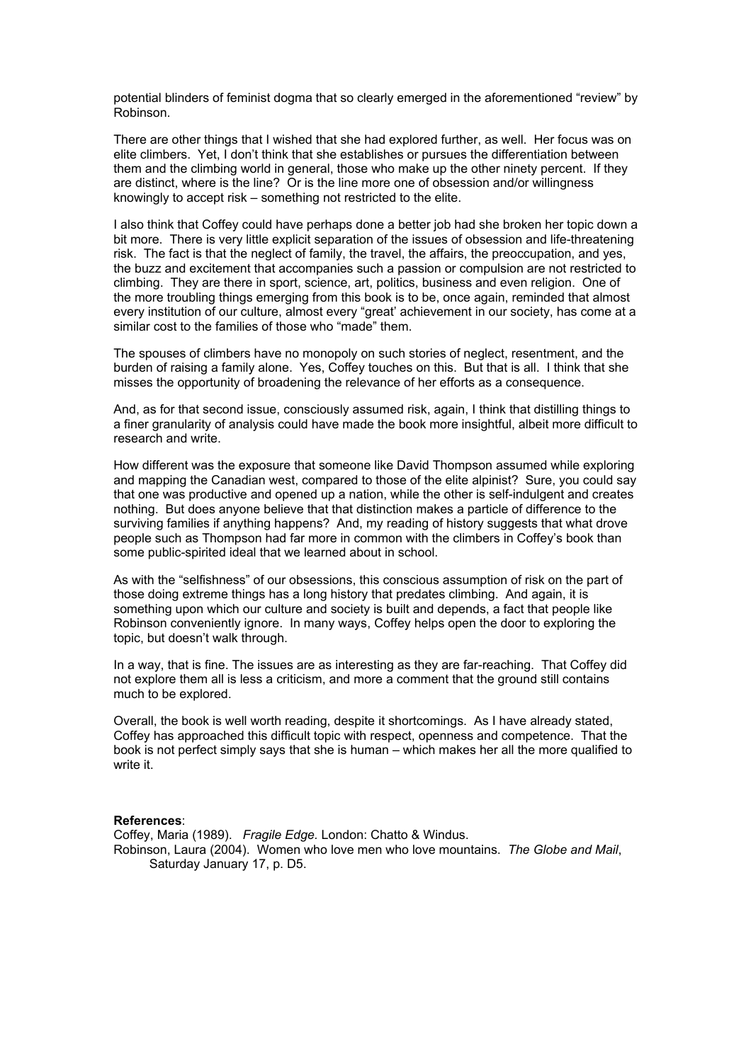potential blinders of feminist dogma that so clearly emerged in the aforementioned "review" by Robinson.

There are other things that I wished that she had explored further, as well. Her focus was on elite climbers. Yet, I don't think that she establishes or pursues the differentiation between them and the climbing world in general, those who make up the other ninety percent. If they are distinct, where is the line? Or is the line more one of obsession and/or willingness knowingly to accept risk – something not restricted to the elite.

I also think that Coffey could have perhaps done a better job had she broken her topic down a bit more. There is very little explicit separation of the issues of obsession and life-threatening risk. The fact is that the neglect of family, the travel, the affairs, the preoccupation, and yes, the buzz and excitement that accompanies such a passion or compulsion are not restricted to climbing. They are there in sport, science, art, politics, business and even religion. One of the more troubling things emerging from this book is to be, once again, reminded that almost every institution of our culture, almost every "great' achievement in our society, has come at a similar cost to the families of those who "made" them.

The spouses of climbers have no monopoly on such stories of neglect, resentment, and the burden of raising a family alone. Yes, Coffey touches on this. But that is all. I think that she misses the opportunity of broadening the relevance of her efforts as a consequence.

And, as for that second issue, consciously assumed risk, again, I think that distilling things to a finer granularity of analysis could have made the book more insightful, albeit more difficult to research and write.

How different was the exposure that someone like David Thompson assumed while exploring and mapping the Canadian west, compared to those of the elite alpinist? Sure, you could say that one was productive and opened up a nation, while the other is self-indulgent and creates nothing. But does anyone believe that that distinction makes a particle of difference to the surviving families if anything happens? And, my reading of history suggests that what drove people such as Thompson had far more in common with the climbers in Coffey's book than some public-spirited ideal that we learned about in school.

As with the "selfishness" of our obsessions, this conscious assumption of risk on the part of those doing extreme things has a long history that predates climbing. And again, it is something upon which our culture and society is built and depends, a fact that people like Robinson conveniently ignore. In many ways, Coffey helps open the door to exploring the topic, but doesn't walk through.

In a way, that is fine. The issues are as interesting as they are far-reaching. That Coffey did not explore them all is less a criticism, and more a comment that the ground still contains much to be explored.

Overall, the book is well worth reading, despite it shortcomings. As I have already stated, Coffey has approached this difficult topic with respect, openness and competence. That the book is not perfect simply says that she is human – which makes her all the more qualified to write it.

**References**:

Coffey, Maria (1989). *Fragile Edge.* London: Chatto & Windus.

Robinson, Laura (2004). Women who love men who love mountains. *The Globe and Mail*, Saturday January 17, p. D5.